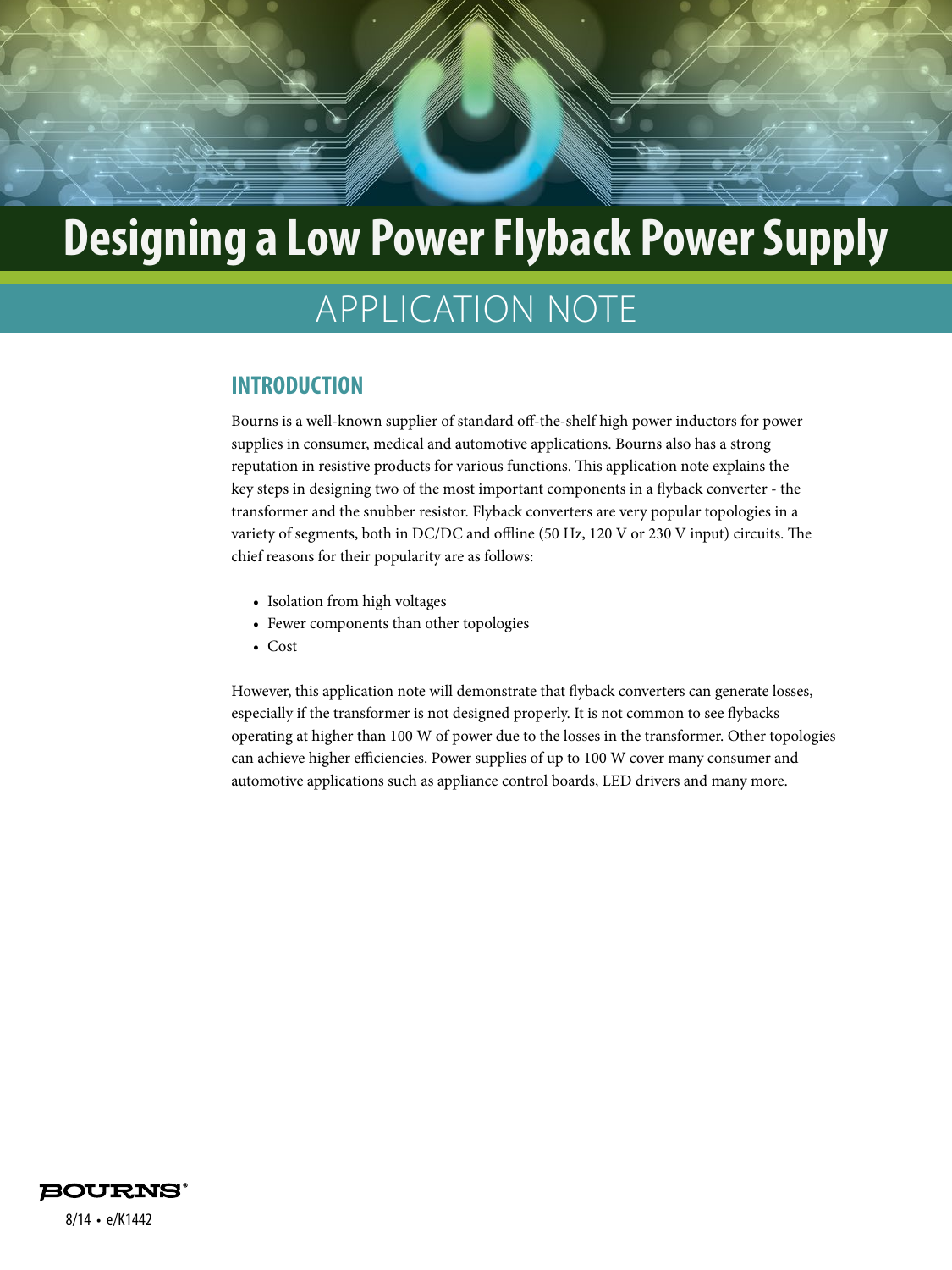# Designing a Low Power Flyback Power Supply

## APPLICATION NOTE

## INTRODUCTION

Bourns is a well-known supplier of standard off-the-shelf high power inductors for power supplies in consumer, medical and automotive applications. Bourns also has a strong reputation in resistive products for various functions. This application note explains the key steps in designing two of the most important components in a flyback converter - the transformer and the snubber resistor. Flyback converters are very popular topologies in a variety of segments, both in DC/DC and offline (50 Hz, 120 V or 230 V input) circuits. The chief reasons for their popularity are as follows:

- Isolation from high voltages
- Fewer components than other topologies
- Cost

However, this application note will demonstrate that flyback converters can generate losses, especially if the transformer is not designed properly. It is not common to see flybacks operating at higher than 100 W of power due to the losses in the transformer. Other topologies can achieve higher efficiencies. Power supplies of up to 100 W cover many consumer and automotive applications such as appliance control boards, LED drivers and many more.

BOURNS®

8/14 • e/K1442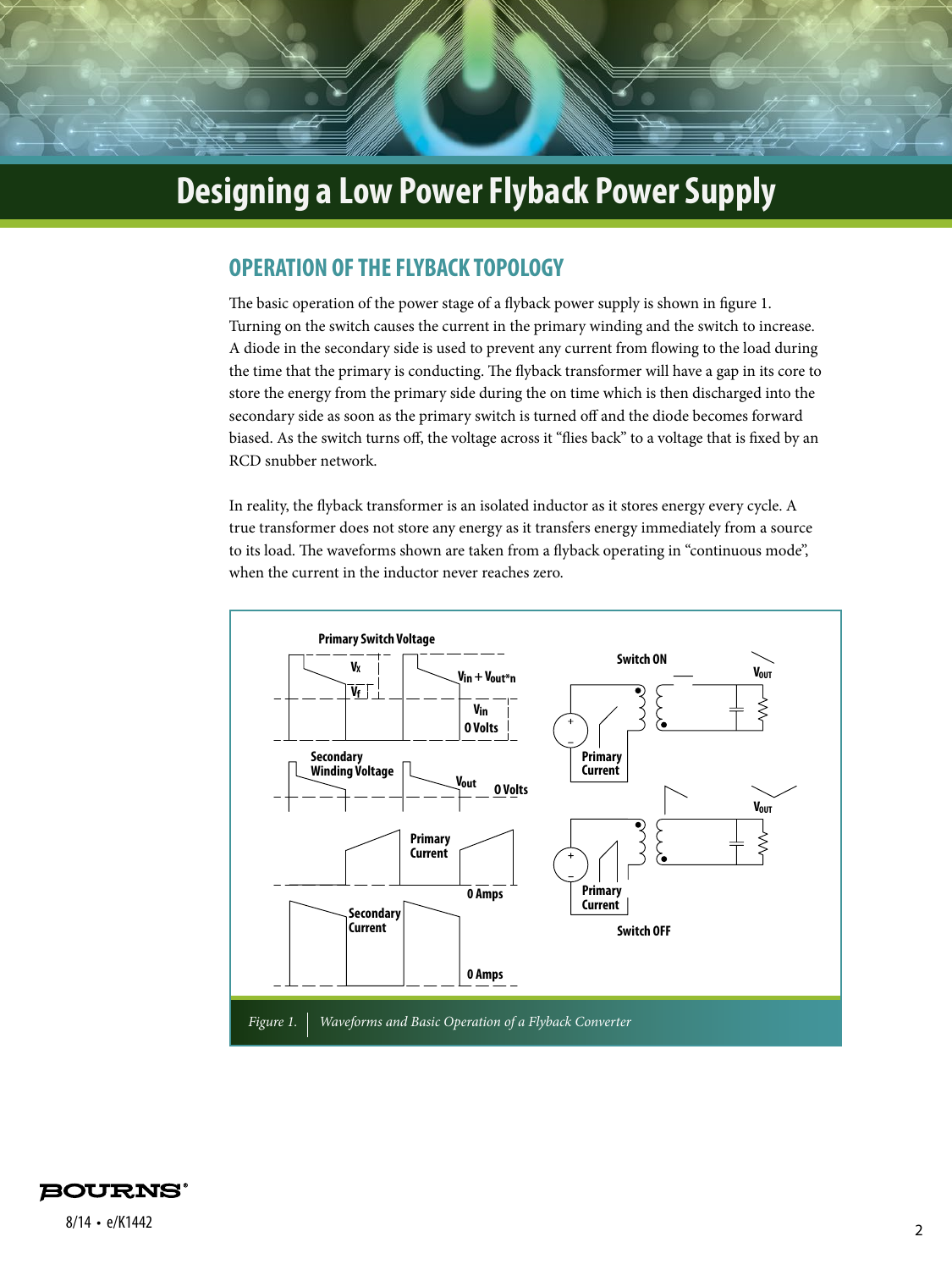## OPERATION OF THE FLYBACK TOPOLOGY

The basic operation of the power stage of a flyback power supply is shown in figure 1. Turning on the switch causes the current in the primary winding and the switch to increase. A diode in the secondary side is used to prevent any current from flowing to the load during the time that the primary is conducting. The flyback transformer will have a gap in its core to store the energy from the primary side during the on time which is then discharged into the secondary side as soon as the primary switch is turned off and the diode becomes forward biased. As the switch turns off, the voltage across it "flies back" to a voltage that is fixed by an RCD snubber network.

In reality, the flyback transformer is an isolated inductor as it stores energy every cycle. A true transformer does not store any energy as it transfers energy immediately from a source to its load. The waveforms shown are taken from a flyback operating in "continuous mode", when the current in the inductor never reaches zero.

*Figure 1. Waveforms and Basic Operation of a Flyback Converter*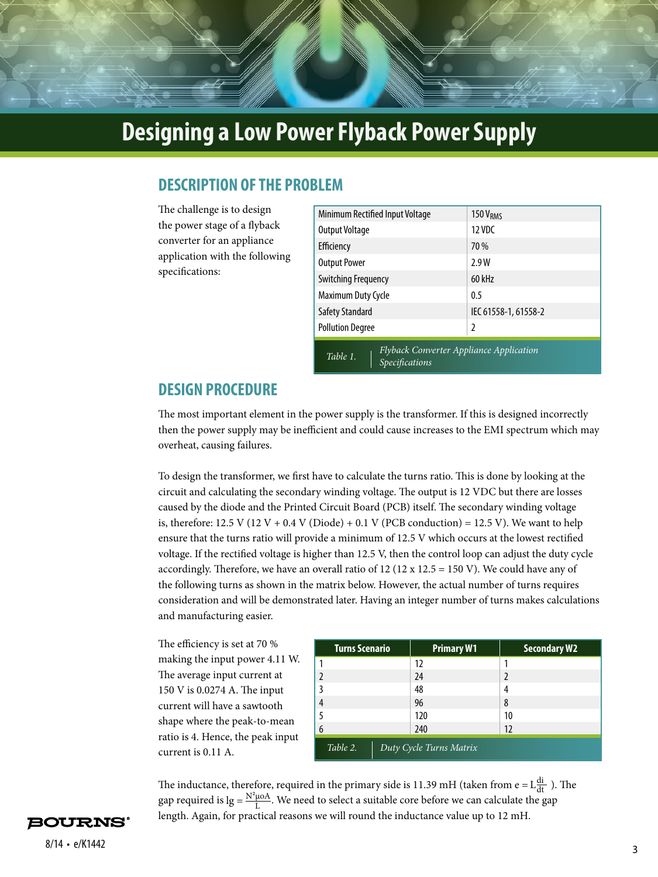# Designing a Low Power Flyback Power Supply

## DESCRIPTION OF THE PROBLEM

The challenge is to design the power stage of a flyback converter for an appliance application with the following specifications:

| Minimum Rectified Input Voltage | 150 $V_{RMS}$ |
|---|---|
| Output Voltage | 12 VDC |
| Efficiency | 70 % |
| Output Power | 2.9 W |
| Switching Frequency | 60 kHz |
| Maximum Duty Cycle | 0.5 |
| Safety Standard | IEC 61558-1, 61558-2 |
| Pollution Degree | 2 |

*Table 1. Flyback Converter Appliance Application Specifications*

## DESIGN PROCEDURE

The most important element in the power supply is the transformer. If this is designed incorrectly then the power supply may be inefficient and could cause increases to the EMI spectrum which may overheat, causing failures.

To design the transformer, we first have to calculate the turns ratio. This is done by looking at the circuit and calculating the secondary winding voltage. The output is 12 VDC but there are losses caused by the diode and the Printed Circuit Board (PCB) itself. The secondary winding voltage is, therefore: 12.5 V (12 V + 0.4 V (Diode) + 0.1 V (PCB conduction) = 12.5 V). We want to help ensure that the turns ratio will provide a minimum of 12.5 V which occurs at the lowest rectified voltage. If the rectified voltage is higher than 12.5 V, then the control loop can adjust the duty cycle accordingly. Therefore, we have an overall ratio of 12 (12 x 12.5 = 150 V). We could have any of the following turns as shown in the matrix below. However, the actual number of turns requires consideration and will be demonstrated later. Having an integer number of turns makes calculations and manufacturing easier.

The efficiency is set at 70 % making the input power 4.11 W. The average input current at 150 V is 0.0274 A. The input current will have a sawtooth shape where the peak-to-mean ratio is 4. Hence, the peak input current is 0.11 A.

| Turns Scenario | Primary W1 | Secondary W2 |
|---|---|---|
| 1 | 12 | 1 |
| 2 | 24 | 2 |
| 3 | 48 | 4 |
| 4 | 96 | 8 |
| 5 | 120 | 10 |
| 6 | 240 | 12 |

*Table 2. Duty Cycle Turns Matrix*

The inductance, therefore, required in the primary side is 11.39 mH (taken from $e = L\frac{di}{dt}$ ). The gap required is $lg = \frac{N^2 \mu o A}{L}$. We need to select a suitable core before we can calculate the gap length. Again, for practical reasons we will round the inductance value up to 12 mH.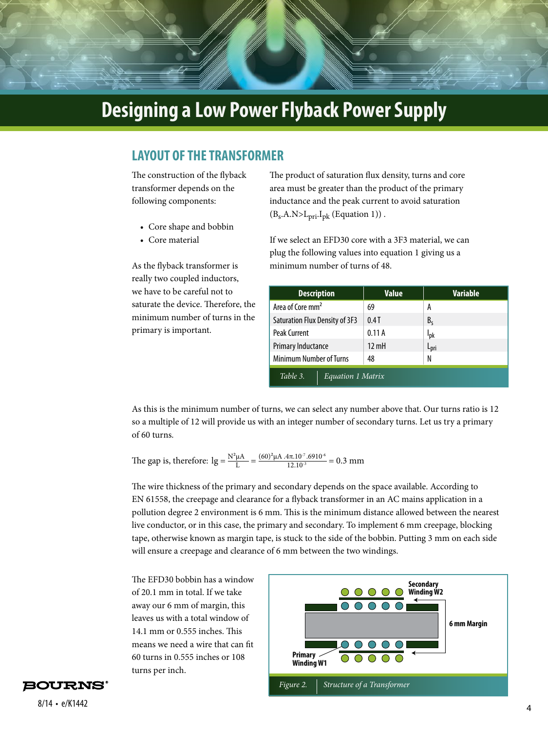# Designing a Low Power Flyback Power Supply

## LAYOUT OF THE TRANSFORMER

The construction of the flyback transformer depends on the following components:

- Core shape and bobbin
- Core material

As the flyback transformer is really two coupled inductors, we have to be careful not to saturate the device. Therefore, the minimum number of turns in the primary is important.

The product of saturation flux density, turns and core area must be greater than the product of the primary inductance and the peak current to avoid saturation ($B_s.A.N>L_{pri}.I_{pk}$ (Equation 1)) .

If we select an EFD30 core with a 3F3 material, we can plug the following values into equation 1 giving us a minimum number of turns of 48.

| Description | Value | Variable |
|---|---|---|
| Area of Core mm$^2$ | 69 | A |
| Saturation Flux Density of 3F3 | 0.4 T | $B_s$ |
| Peak Current | 0.11 A | $I_{pk}$ |
| Primary Inductance | 12 mH | $L_{pri}$ |
| Minimum Number of Turns | 48 | N |

*Table 3. Equation 1 Matrix*

As this is the minimum number of turns, we can select any number above that. Our turns ratio is 12 so a multiple of 12 will provide us with an integer number of secondary turns. Let us try a primary of 60 turns.

The gap is, therefore: $lg = \frac{N^2 \mu A}{L} = \frac{(60)^2 \mu A .4\pi.10^{-7}.6910^{-6}}{12.10^{-3}} = 0.3$ mm

The wire thickness of the primary and secondary depends on the space available. According to EN 61558, the creepage and clearance for a flyback transformer in an AC mains application in a pollution degree 2 environment is 6 mm. This is the minimum distance allowed between the nearest live conductor, or in this case, the primary and secondary. To implement 6 mm creepage, blocking tape, otherwise known as margin tape, is stuck to the side of the bobbin. Putting 3 mm on each side will ensure a creepage and clearance of 6 mm between the two windings.

The EFD30 bobbin has a window of 20.1 mm in total. If we take away our 6 mm of margin, this leaves us with a total window of 14.1 mm or 0.555 inches. This means we need a wire that can fit 60 turns in 0.555 inches or 108 turns per inch.

Secondary Winding W2

6 mm Margin

Primary Winding W1

*Figure 2. Structure of a Transformer*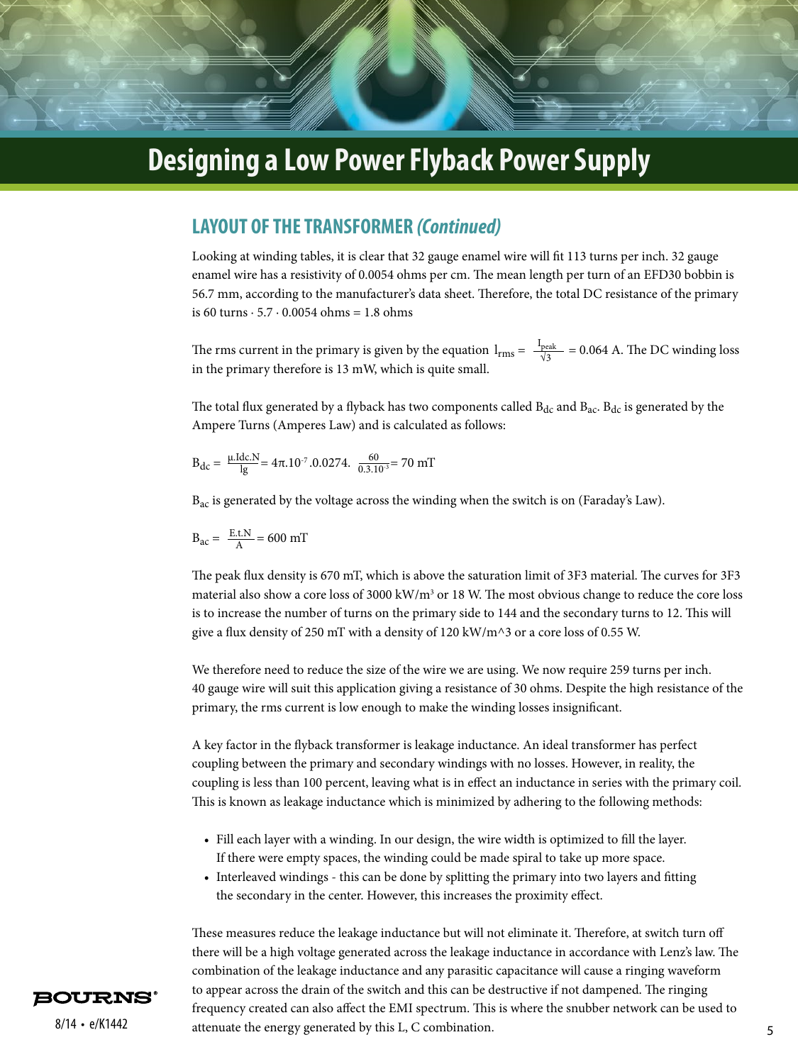# Designing a Low Power Flyback Power Supply

## LAYOUT OF THE TRANSFORMER *(Continued)*

Looking at winding tables, it is clear that 32 gauge enamel wire will fit 113 turns per inch. 32 gauge enamel wire has a resistivity of 0.0054 ohms per cm. The mean length per turn of an EFD30 bobbin is 56.7 mm, according to the manufacturer's data sheet. Therefore, the total DC resistance of the primary is 60 turns · 5.7 · 0.0054 ohms = 1.8 ohms

The rms current in the primary is given by the equation $I_{rms} = \frac{I_{peak}}{\sqrt{3}} = 0.064$ A. The DC winding loss in the primary therefore is 13 mW, which is quite small.

The total flux generated by a flyback has two components called $B_{dc}$ and $B_{ac}$. $B_{dc}$ is generated by the Ampere Turns (Amperes Law) and is calculated as follows:

$$B_{dc} = \frac{\mu.Idc.N}{lg} = 4\pi.10^{-7}.0.0274.\ \frac{60}{0.3.10^{-3}} = 70 \text{ mT}$$

$B_{ac}$ is generated by the voltage across the winding when the switch is on (Faraday's Law).

$$B_{ac} = \frac{E.t.N}{A} = 600 \text{ mT}$$

The peak flux density is 670 mT, which is above the saturation limit of 3F3 material. The curves for 3F3 material also show a core loss of 3000 kW/m³ or 18 W. The most obvious change to reduce the core loss is to increase the number of turns on the primary side to 144 and the secondary turns to 12. This will give a flux density of 250 mT with a density of 120 kW/m^3 or a core loss of 0.55 W.

We therefore need to reduce the size of the wire we are using. We now require 259 turns per inch. 40 gauge wire will suit this application giving a resistance of 30 ohms. Despite the high resistance of the primary, the rms current is low enough to make the winding losses insignificant.

A key factor in the flyback transformer is leakage inductance. An ideal transformer has perfect coupling between the primary and secondary windings with no losses. However, in reality, the coupling is less than 100 percent, leaving what is in effect an inductance in series with the primary coil. This is known as leakage inductance which is minimized by adhering to the following methods:

- Fill each layer with a winding. In our design, the wire width is optimized to fill the layer. If there were empty spaces, the winding could be made spiral to take up more space.
- Interleaved windings - this can be done by splitting the primary into two layers and fitting the secondary in the center. However, this increases the proximity effect.

These measures reduce the leakage inductance but will not eliminate it. Therefore, at switch turn off there will be a high voltage generated across the leakage inductance in accordance with Lenz's law. The combination of the leakage inductance and any parasitic capacitance will cause a ringing waveform to appear across the drain of the switch and this can be destructive if not dampened. The ringing frequency created can also affect the EMI spectrum. This is where the snubber network can be used to attenuate the energy generated by this L, C combination.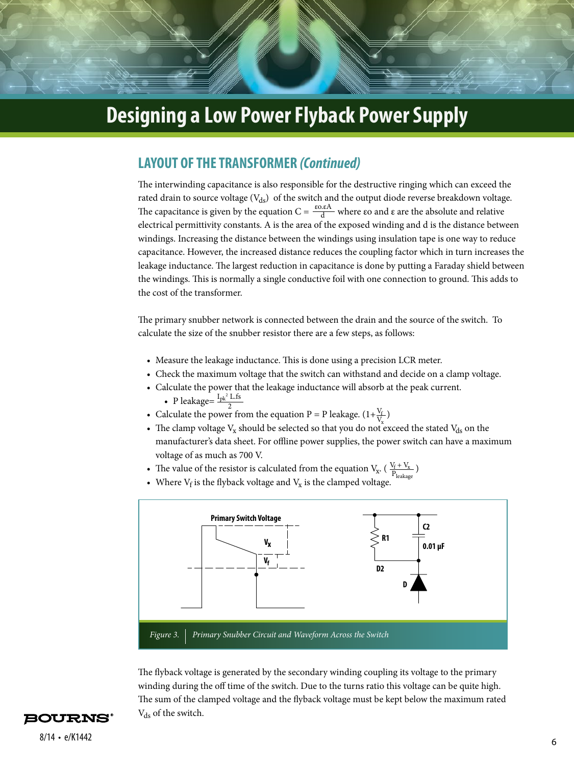## LAYOUT OF THE TRANSFORMER *(Continued)*

The interwinding capacitance is also responsible for the destructive ringing which can exceed the rated drain to source voltage ($V_{ds}$) of the switch and the output diode reverse breakdown voltage. The capacitance is given by the equation $C = \frac{\varepsilon o.\varepsilon A}{d}$ where εo and ε are the absolute and relative electrical permittivity constants. A is the area of the exposed winding and d is the distance between windings. Increasing the distance between the windings using insulation tape is one way to reduce capacitance. However, the increased distance reduces the coupling factor which in turn increases the leakage inductance. The largest reduction in capacitance is done by putting a Faraday shield between the windings. This is normally a single conductive foil with one connection to ground. This adds to the cost of the transformer.

The primary snubber network is connected between the drain and the source of the switch. To calculate the size of the snubber resistor there are a few steps, as follows:

- Measure the leakage inductance. This is done using a precision LCR meter.
- Check the maximum voltage that the switch can withstand and decide on a clamp voltage.
- Calculate the power that the leakage inductance will absorb at the peak current.
  - P leakage= $\frac{I_{pk}^2 \, L.fs}{2}$
- Calculate the power from the equation P = P leakage. $(1+\frac{V_f}{V_x})$
- The clamp voltage $V_x$ should be selected so that you do not exceed the stated $V_{ds}$ on the manufacturer's data sheet. For offline power supplies, the power switch can have a maximum voltage of as much as 700 V.
- The value of the resistor is calculated from the equation $V_x. \left(\frac{V_f + V_x}{P_{leakage}}\right)$
- Where $V_f$ is the flyback voltage and $V_x$ is the clamped voltage.

*Figure 3. Primary Snubber Circuit and Waveform Across the Switch*

The flyback voltage is generated by the secondary winding coupling its voltage to the primary winding during the off time of the switch. Due to the turns ratio this voltage can be quite high. The sum of the clamped voltage and the flyback voltage must be kept below the maximum rated $V_{ds}$ of the switch.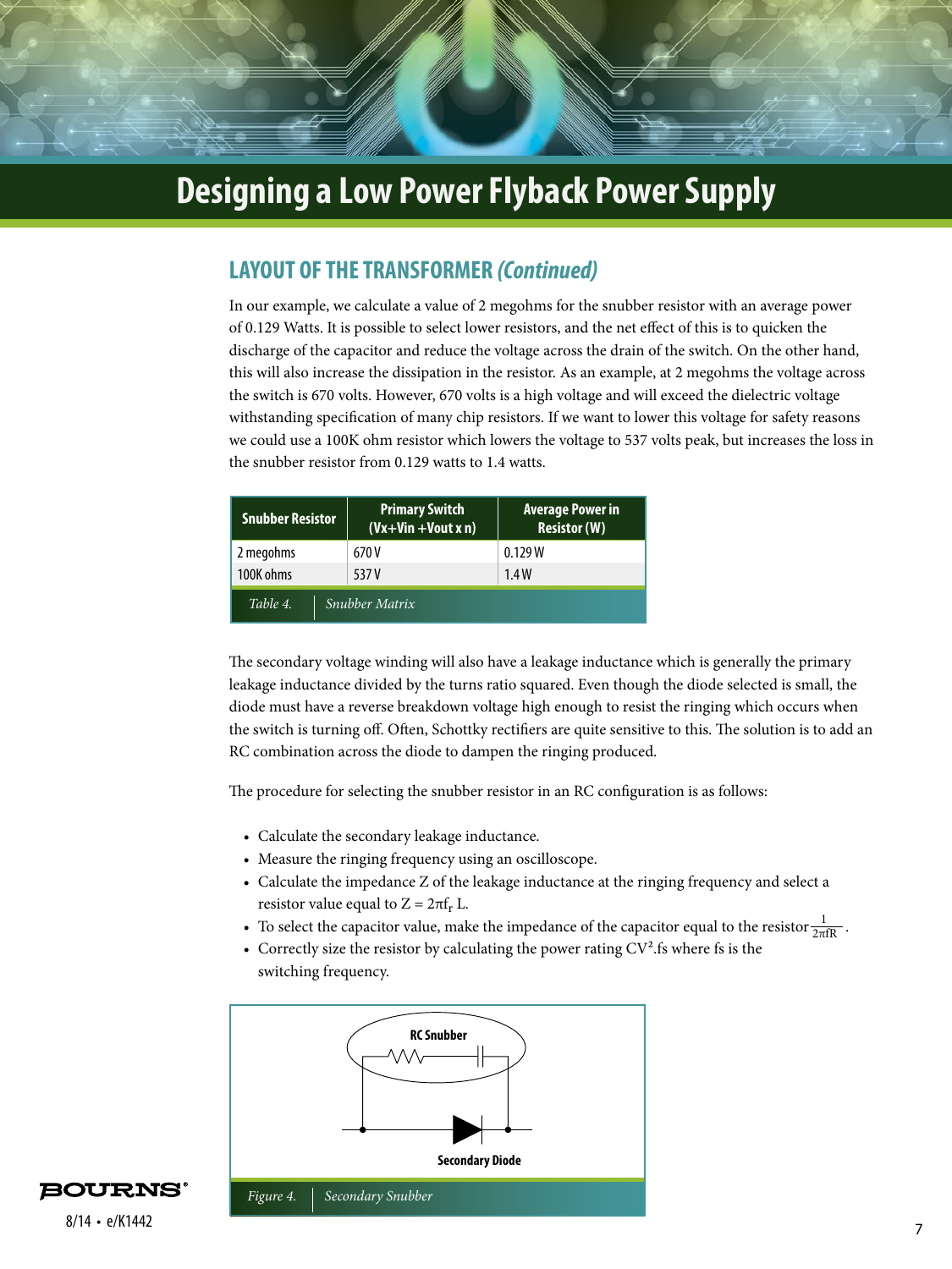## LAYOUT OF THE TRANSFORMER *(Continued)*

In our example, we calculate a value of 2 megohms for the snubber resistor with an average power of 0.129 Watts. It is possible to select lower resistors, and the net effect of this is to quicken the discharge of the capacitor and reduce the voltage across the drain of the switch. On the other hand, this will also increase the dissipation in the resistor. As an example, at 2 megohms the voltage across the switch is 670 volts. However, 670 volts is a high voltage and will exceed the dielectric voltage withstanding specification of many chip resistors. If we want to lower this voltage for safety reasons we could use a 100K ohm resistor which lowers the voltage to 537 volts peak, but increases the loss in the snubber resistor from 0.129 watts to 1.4 watts.

| Snubber Resistor | Primary Switch (Vx+Vin +Vout x n) | Average Power in Resistor (W) |
|---|---|---|
| 2 megohms | 670 V | 0.129 W |
| 100K ohms | 537 V | 1.4 W |

*Table 4. Snubber Matrix*

The secondary voltage winding will also have a leakage inductance which is generally the primary leakage inductance divided by the turns ratio squared. Even though the diode selected is small, the diode must have a reverse breakdown voltage high enough to resist the ringing which occurs when the switch is turning off. Often, Schottky rectifiers are quite sensitive to this. The solution is to add an RC combination across the diode to dampen the ringing produced.

The procedure for selecting the snubber resistor in an RC configuration is as follows:

- Calculate the secondary leakage inductance.
- Measure the ringing frequency using an oscilloscope.
- Calculate the impedance Z of the leakage inductance at the ringing frequency and select a resistor value equal to $Z = 2\pi f_r L$.
- To select the capacitor value, make the impedance of the capacitor equal to the resistor $\frac{1}{2\pi f R}$.
- Correctly size the resistor by calculating the power rating $CV^2.fs$ where fs is the switching frequency.

RC Snubber

Secondary Diode

*Figure 4. Secondary Snubber*

BOURNS®

8/14 • e/K1442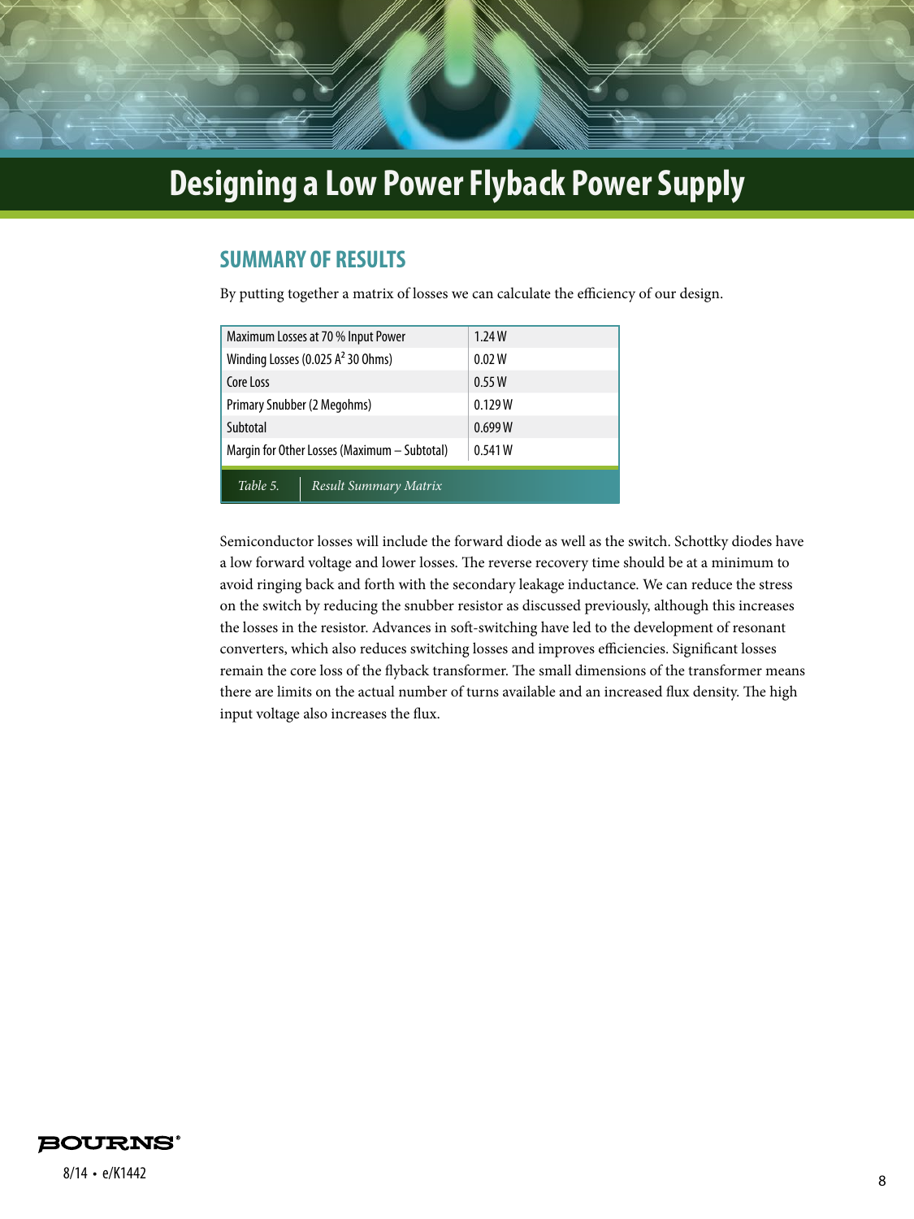## SUMMARY OF RESULTS

By putting together a matrix of losses we can calculate the efficiency of our design.

| Maximum Losses at 70 % Input Power | 1.24 W |
|---|---|
| Winding Losses (0.025 $A^2$ 30 Ohms) | 0.02 W |
| Core Loss | 0.55 W |
| Primary Snubber (2 Megohms) | 0.129 W |
| Subtotal | 0.699 W |
| Margin for Other Losses (Maximum – Subtotal) | 0.541 W |

*Table 5. Result Summary Matrix*

Semiconductor losses will include the forward diode as well as the switch. Schottky diodes have a low forward voltage and lower losses. The reverse recovery time should be at a minimum to avoid ringing back and forth with the secondary leakage inductance. We can reduce the stress on the switch by reducing the snubber resistor as discussed previously, although this increases the losses in the resistor. Advances in soft-switching have led to the development of resonant converters, which also reduces switching losses and improves efficiencies. Significant losses remain the core loss of the flyback transformer. The small dimensions of the transformer means there are limits on the actual number of turns available and an increased flux density. The high input voltage also increases the flux.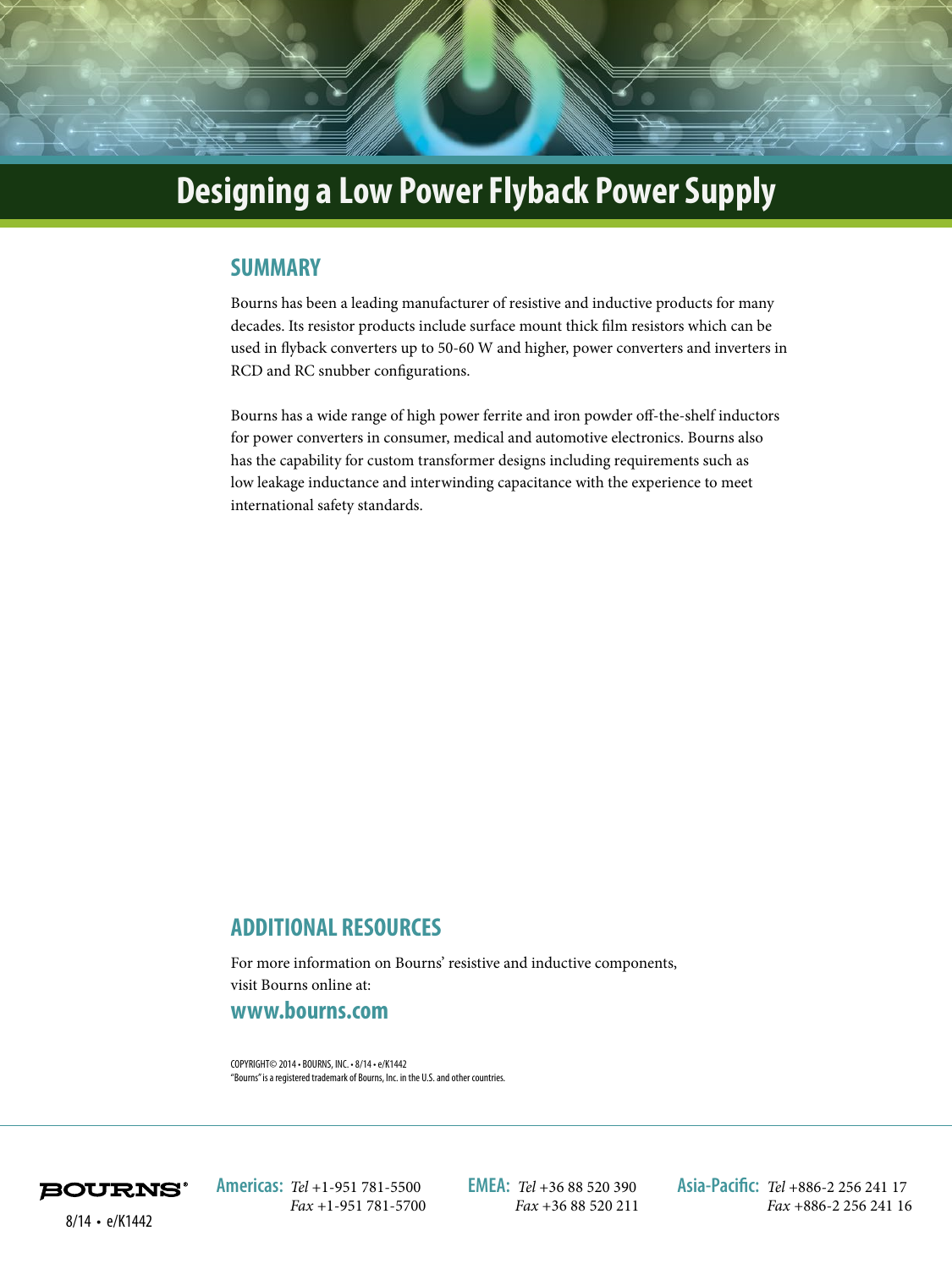# Designing a Low Power Flyback Power Supply

## SUMMARY

Bourns has been a leading manufacturer of resistive and inductive products for many decades. Its resistor products include surface mount thick film resistors which can be used in flyback converters up to 50-60 W and higher, power converters and inverters in RCD and RC snubber configurations.

Bourns has a wide range of high power ferrite and iron powder off-the-shelf inductors for power converters in consumer, medical and automotive electronics. Bourns also has the capability for custom transformer designs including requirements such as low leakage inductance and interwinding capacitance with the experience to meet international safety standards.

## ADDITIONAL RESOURCES

For more information on Bourns' resistive and inductive components, visit Bourns online at:

**www.bourns.com**

COPYRIGHT© 2014 • BOURNS, INC. • 8/14 • e/K1442
"Bourns" is a registered trademark of Bourns, Inc. in the U.S. and other countries.

BOURNS®

8/14 • e/K1442

**Americas:** *Tel* +1-951 781-5500
*Fax* +1-951 781-5700

**EMEA:** *Tel* +36 88 520 390
*Fax* +36 88 520 211

**Asia-Pacific:** *Tel* +886-2 256 241 17
*Fax* +886-2 256 241 16